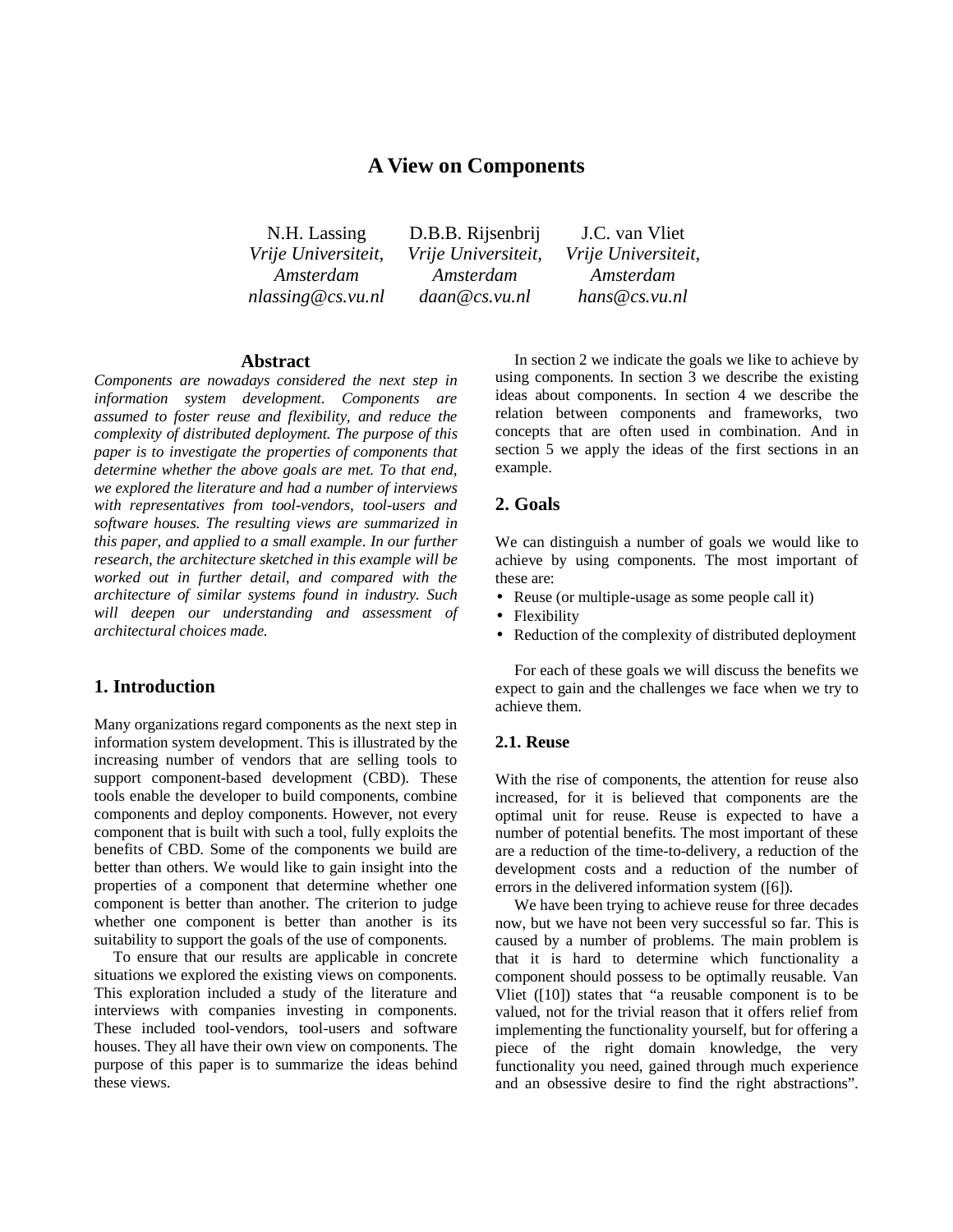# A View on Components

N.H. Lassing
*Vrije Universiteit, Amsterdam*
*nlassing@cs.vu.nl*

D.B.B. Rijsenbrij
*Vrije Universiteit, Amsterdam*
*daan@cs.vu.nl*

J.C. van Vliet
*Vrije Universiteit, Amsterdam*
*hans@cs.vu.nl*

## Abstract

*Components are nowadays considered the next step in information system development. Components are assumed to foster reuse and flexibility, and reduce the complexity of distributed deployment. The purpose of this paper is to investigate the properties of components that determine whether the above goals are met. To that end, we explored the literature and had a number of interviews with representatives from tool-vendors, tool-users and software houses. The resulting views are summarized in this paper, and applied to a small example. In our further research, the architecture sketched in this example will be worked out in further detail, and compared with the architecture of similar systems found in industry. Such will deepen our understanding and assessment of architectural choices made.*

## 1. Introduction

Many organizations regard components as the next step in information system development. This is illustrated by the increasing number of vendors that are selling tools to support component-based development (CBD). These tools enable the developer to build components, combine components and deploy components. However, not every component that is built with such a tool, fully exploits the benefits of CBD. Some of the components we build are better than others. We would like to gain insight into the properties of a component that determine whether one component is better than another. The criterion to judge whether one component is better than another is its suitability to support the goals of the use of components.

To ensure that our results are applicable in concrete situations we explored the existing views on components. This exploration included a study of the literature and interviews with companies investing in components. These included tool-vendors, tool-users and software houses. They all have their own view on components. The purpose of this paper is to summarize the ideas behind these views.

In section 2 we indicate the goals we like to achieve by using components. In section 3 we describe the existing ideas about components. In section 4 we describe the relation between components and frameworks, two concepts that are often used in combination. And in section 5 we apply the ideas of the first sections in an example.

## 2. Goals

We can distinguish a number of goals we would like to achieve by using components. The most important of these are:

- Reuse (or multiple-usage as some people call it)
- Flexibility
- Reduction of the complexity of distributed deployment

For each of these goals we will discuss the benefits we expect to gain and the challenges we face when we try to achieve them.

### 2.1. Reuse

With the rise of components, the attention for reuse also increased, for it is believed that components are the optimal unit for reuse. Reuse is expected to have a number of potential benefits. The most important of these are a reduction of the time-to-delivery, a reduction of the development costs and a reduction of the number of errors in the delivered information system ([6]).

We have been trying to achieve reuse for three decades now, but we have not been very successful so far. This is caused by a number of problems. The main problem is that it is hard to determine which functionality a component should possess to be optimally reusable. Van Vliet ([10]) states that "a reusable component is to be valued, not for the trivial reason that it offers relief from implementing the functionality yourself, but for offering a piece of the right domain knowledge, the very functionality you need, gained through much experience and an obsessive desire to find the right abstractions".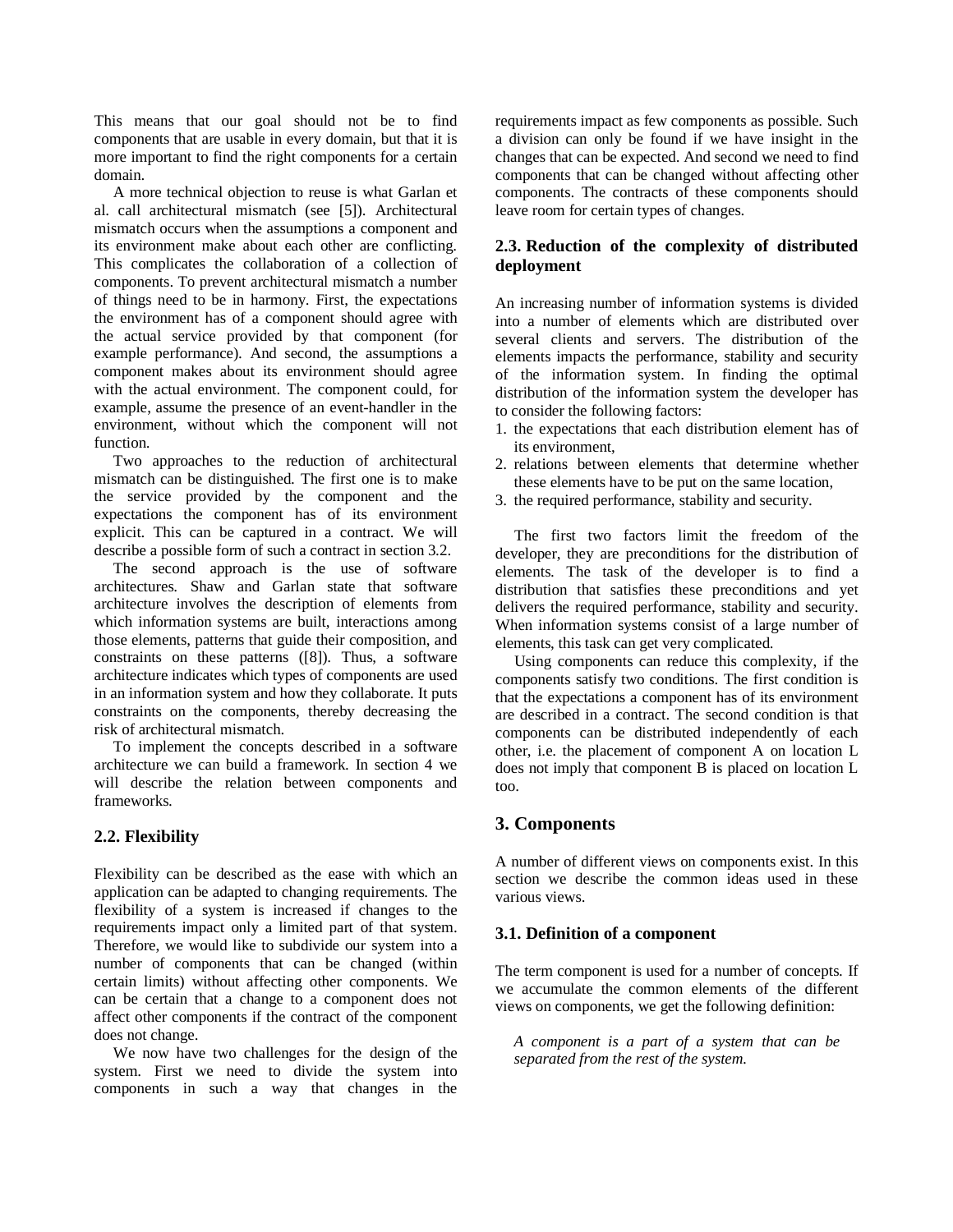This means that our goal should not be to find components that are usable in every domain, but that it is more important to find the right components for a certain domain.

A more technical objection to reuse is what Garlan et al. call architectural mismatch (see [5]). Architectural mismatch occurs when the assumptions a component and its environment make about each other are conflicting. This complicates the collaboration of a collection of components. To prevent architectural mismatch a number of things need to be in harmony. First, the expectations the environment has of a component should agree with the actual service provided by that component (for example performance). And second, the assumptions a component makes about its environment should agree with the actual environment. The component could, for example, assume the presence of an event-handler in the environment, without which the component will not function.

Two approaches to the reduction of architectural mismatch can be distinguished. The first one is to make the service provided by the component and the expectations the component has of its environment explicit. This can be captured in a contract. We will describe a possible form of such a contract in section 3.2.

The second approach is the use of software architectures. Shaw and Garlan state that software architecture involves the description of elements from which information systems are built, interactions among those elements, patterns that guide their composition, and constraints on these patterns ([8]). Thus, a software architecture indicates which types of components are used in an information system and how they collaborate. It puts constraints on the components, thereby decreasing the risk of architectural mismatch.

To implement the concepts described in a software architecture we can build a framework. In section 4 we will describe the relation between components and frameworks.

### 2.2. Flexibility

Flexibility can be described as the ease with which an application can be adapted to changing requirements. The flexibility of a system is increased if changes to the requirements impact only a limited part of that system. Therefore, we would like to subdivide our system into a number of components that can be changed (within certain limits) without affecting other components. We can be certain that a change to a component does not affect other components if the contract of the component does not change.

We now have two challenges for the design of the system. First we need to divide the system into components in such a way that changes in the requirements impact as few components as possible. Such a division can only be found if we have insight in the changes that can be expected. And second we need to find components that can be changed without affecting other components. The contracts of these components should leave room for certain types of changes.

### 2.3. Reduction of the complexity of distributed deployment

An increasing number of information systems is divided into a number of elements which are distributed over several clients and servers. The distribution of the elements impacts the performance, stability and security of the information system. In finding the optimal distribution of the information system the developer has to consider the following factors:

1. the expectations that each distribution element has of its environment,
2. relations between elements that determine whether these elements have to be put on the same location,
3. the required performance, stability and security.

The first two factors limit the freedom of the developer, they are preconditions for the distribution of elements. The task of the developer is to find a distribution that satisfies these preconditions and yet delivers the required performance, stability and security. When information systems consist of a large number of elements, this task can get very complicated.

Using components can reduce this complexity, if the components satisfy two conditions. The first condition is that the expectations a component has of its environment are described in a contract. The second condition is that components can be distributed independently of each other, i.e. the placement of component A on location L does not imply that component B is placed on location L too.

## 3. Components

A number of different views on components exist. In this section we describe the common ideas used in these various views.

### 3.1. Definition of a component

The term component is used for a number of concepts. If we accumulate the common elements of the different views on components, we get the following definition:

*A component is a part of a system that can be separated from the rest of the system.*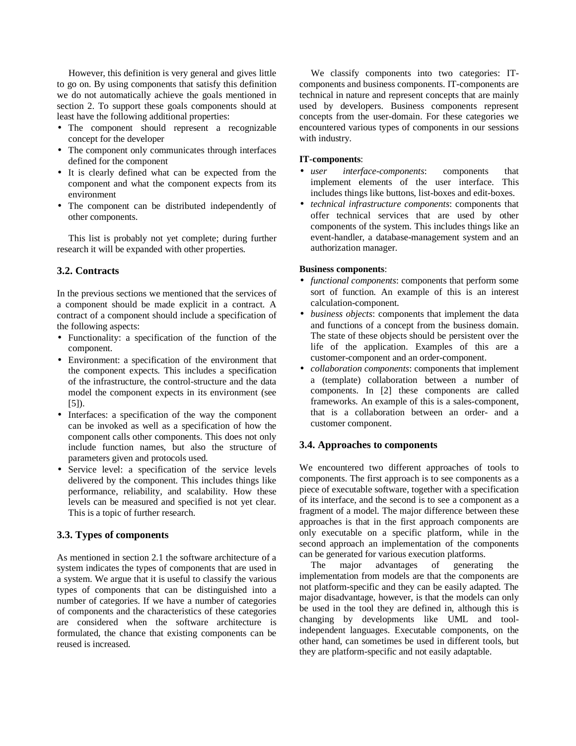However, this definition is very general and gives little to go on. By using components that satisfy this definition we do not automatically achieve the goals mentioned in section 2. To support these goals components should at least have the following additional properties:

- The component should represent a recognizable concept for the developer
- The component only communicates through interfaces defined for the component
- It is clearly defined what can be expected from the component and what the component expects from its environment
- The component can be distributed independently of other components.

This list is probably not yet complete; during further research it will be expanded with other properties.

### 3.2. Contracts

In the previous sections we mentioned that the services of a component should be made explicit in a contract. A contract of a component should include a specification of the following aspects:

- Functionality: a specification of the function of the component.
- Environment: a specification of the environment that the component expects. This includes a specification of the infrastructure, the control-structure and the data model the component expects in its environment (see [5]).
- Interfaces: a specification of the way the component can be invoked as well as a specification of how the component calls other components. This does not only include function names, but also the structure of parameters given and protocols used.
- Service level: a specification of the service levels delivered by the component. This includes things like performance, reliability, and scalability. How these levels can be measured and specified is not yet clear. This is a topic of further research.

### 3.3. Types of components

As mentioned in section 2.1 the software architecture of a system indicates the types of components that are used in a system. We argue that it is useful to classify the various types of components that can be distinguished into a number of categories. If we have a number of categories of components and the characteristics of these categories are considered when the software architecture is formulated, the chance that existing components can be reused is increased.

We classify components into two categories: IT-components and business components. IT-components are technical in nature and represent concepts that are mainly used by developers. Business components represent concepts from the user-domain. For these categories we encountered various types of components in our sessions with industry.

**IT-components**:

- *user interface-components*: components that implement elements of the user interface. This includes things like buttons, list-boxes and edit-boxes.
- *technical infrastructure components*: components that offer technical services that are used by other components of the system. This includes things like an event-handler, a database-management system and an authorization manager.

**Business components**:

- *functional components*: components that perform some sort of function. An example of this is an interest calculation-component.
- *business objects*: components that implement the data and functions of a concept from the business domain. The state of these objects should be persistent over the life of the application. Examples of this are a customer-component and an order-component.
- *collaboration components*: components that implement a (template) collaboration between a number of components. In [2] these components are called frameworks. An example of this is a sales-component, that is a collaboration between an order- and a customer component.

### 3.4. Approaches to components

We encountered two different approaches of tools to components. The first approach is to see components as a piece of executable software, together with a specification of its interface, and the second is to see a component as a fragment of a model. The major difference between these approaches is that in the first approach components are only executable on a specific platform, while in the second approach an implementation of the components can be generated for various execution platforms.

The major advantages of generating the implementation from models are that the components are not platform-specific and they can be easily adapted. The major disadvantage, however, is that the models can only be used in the tool they are defined in, although this is changing by developments like UML and tool-independent languages. Executable components, on the other hand, can sometimes be used in different tools, but they are platform-specific and not easily adaptable.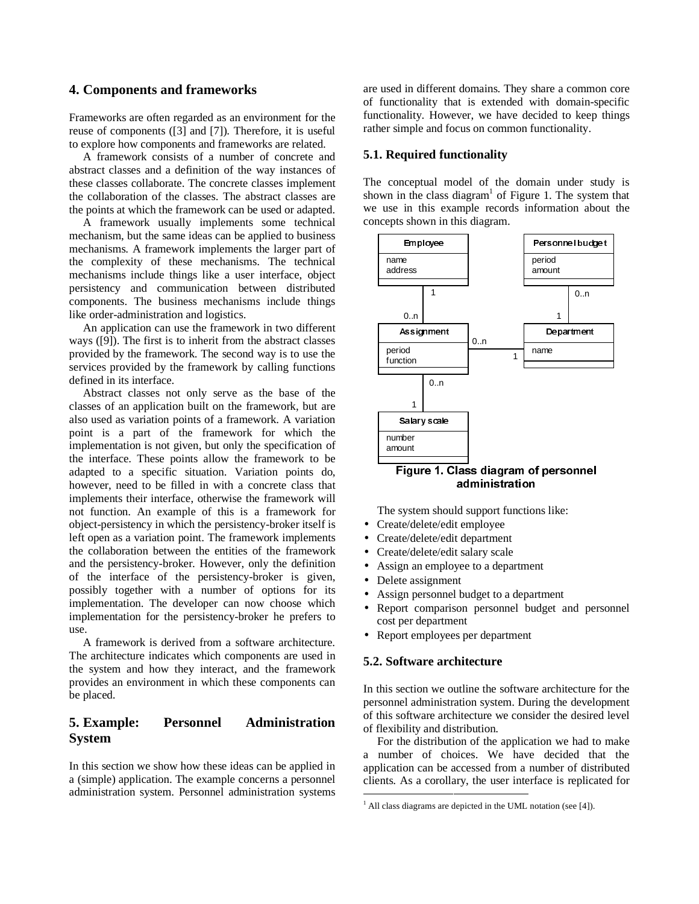## 4. Components and frameworks

Frameworks are often regarded as an environment for the reuse of components ([3] and [7]). Therefore, it is useful to explore how components and frameworks are related.

A framework consists of a number of concrete and abstract classes and a definition of the way instances of these classes collaborate. The concrete classes implement the collaboration of the classes. The abstract classes are the points at which the framework can be used or adapted.

A framework usually implements some technical mechanism, but the same ideas can be applied to business mechanisms. A framework implements the larger part of the complexity of these mechanisms. The technical mechanisms include things like a user interface, object persistency and communication between distributed components. The business mechanisms include things like order-administration and logistics.

An application can use the framework in two different ways ([9]). The first is to inherit from the abstract classes provided by the framework. The second way is to use the services provided by the framework by calling functions defined in its interface.

Abstract classes not only serve as the base of the classes of an application built on the framework, but are also used as variation points of a framework. A variation point is a part of the framework for which the implementation is not given, but only the specification of the interface. These points allow the framework to be adapted to a specific situation. Variation points do, however, need to be filled in with a concrete class that implements their interface, otherwise the framework will not function. An example of this is a framework for object-persistency in which the persistency-broker itself is left open as a variation point. The framework implements the collaboration between the entities of the framework and the persistency-broker. However, only the definition of the interface of the persistency-broker is given, possibly together with a number of options for its implementation. The developer can now choose which implementation for the persistency-broker he prefers to use.

A framework is derived from a software architecture. The architecture indicates which components are used in the system and how they interact, and the framework provides an environment in which these components can be placed.

## 5. Example: Personnel Administration System

In this section we show how these ideas can be applied in a (simple) application. The example concerns a personnel administration system. Personnel administration systems are used in different domains. They share a common core of functionality that is extended with domain-specific functionality. However, we have decided to keep things rather simple and focus on common functionality.

### 5.1. Required functionality

The conceptual model of the domain under study is shown in the class diagram[1] of Figure 1. The system that we use in this example records information about the concepts shown in this diagram.

Employee
name
address
1
0..n
Personnel budget
period
amount
0..n
1
Assignment
period
function
0..n
1
Department
name
0..n
1
Salary scale
number
amount

**Figure 1. Class diagram of personnel administration**

The system should support functions like:

- Create/delete/edit employee
- Create/delete/edit department
- Create/delete/edit salary scale
- Assign an employee to a department
- Delete assignment
- Assign personnel budget to a department
- Report comparison personnel budget and personnel cost per department
- Report employees per department

### 5.2. Software architecture

In this section we outline the software architecture for the personnel administration system. During the development of this software architecture we consider the desired level of flexibility and distribution.

For the distribution of the application we had to make a number of choices. We have decided that the application can be accessed from a number of distributed clients. As a corollary, the user interface is replicated for

[1] All class diagrams are depicted in the UML notation (see [4]).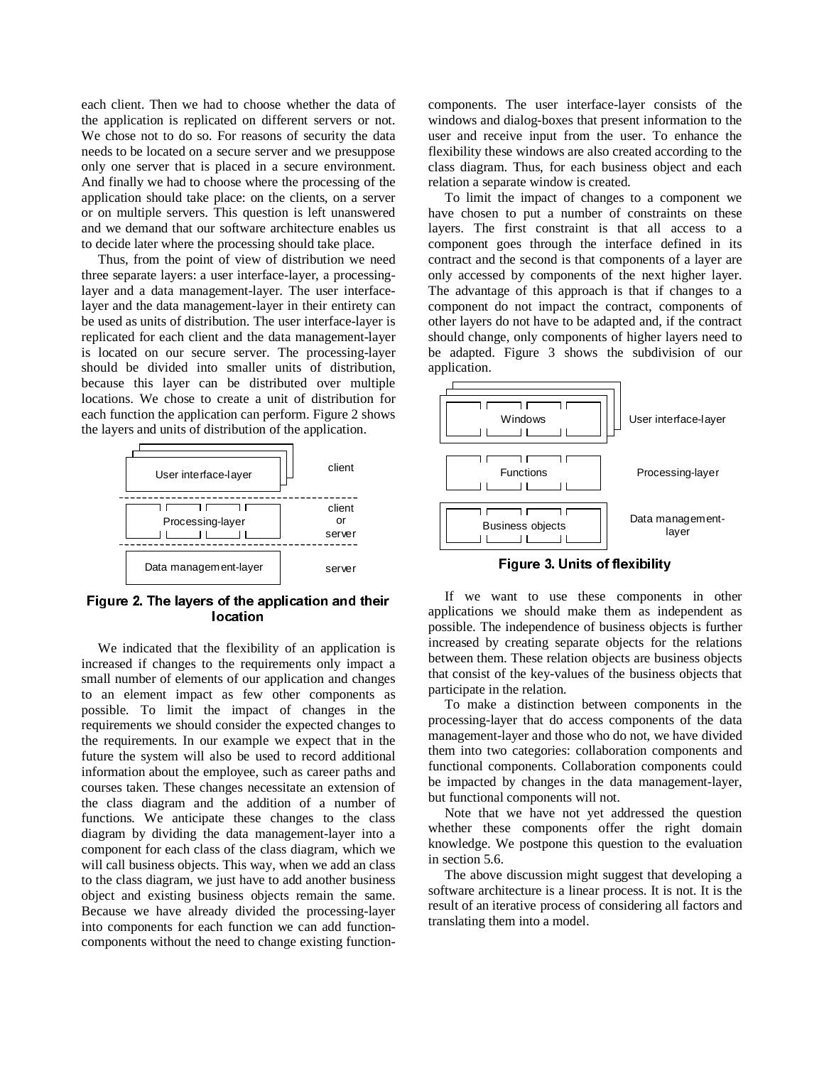each client. Then we had to choose whether the data of the application is replicated on different servers or not. We chose not to do so. For reasons of security the data needs to be located on a secure server and we presuppose only one server that is placed in a secure environment. And finally we had to choose where the processing of the application should take place: on the clients, on a server or on multiple servers. This question is left unanswered and we demand that our software architecture enables us to decide later where the processing should take place.

Thus, from the point of view of distribution we need three separate layers: a user interface-layer, a processing-layer and a data management-layer. The user interface-layer and the data management-layer in their entirety can be used as units of distribution. The user interface-layer is replicated for each client and the data management-layer is located on our secure server. The processing-layer should be divided into smaller units of distribution, because this layer can be distributed over multiple locations. We chose to create a unit of distribution for each function the application can perform. Figure 2 shows the layers and units of distribution of the application.

**Figure 2. The layers of the application and their location**

We indicated that the flexibility of an application is increased if changes to the requirements only impact a small number of elements of our application and changes to an element impact as few other components as possible. To limit the impact of changes in the requirements we should consider the expected changes to the requirements. In our example we expect that in the future the system will also be used to record additional information about the employee, such as career paths and courses taken. These changes necessitate an extension of the class diagram and the addition of a number of functions. We anticipate these changes to the class diagram by dividing the data management-layer into a component for each class of the class diagram, which we will call business objects. This way, when we add an class to the class diagram, we just have to add another business object and existing business objects remain the same. Because we have already divided the processing-layer into components for each function we can add function-components without the need to change existing function-components. The user interface-layer consists of the windows and dialog-boxes that present information to the user and receive input from the user. To enhance the flexibility these windows are also created according to the class diagram. Thus, for each business object and each relation a separate window is created.

To limit the impact of changes to a component we have chosen to put a number of constraints on these layers. The first constraint is that all access to a component goes through the interface defined in its contract and the second is that components of a layer are only accessed by components of the next higher layer. The advantage of this approach is that if changes to a component do not impact the contract, components of other layers do not have to be adapted and, if the contract should change, only components of higher layers need to be adapted. Figure 3 shows the subdivision of our application.

**Figure 3. Units of flexibility**

If we want to use these components in other applications we should make them as independent as possible. The independence of business objects is further increased by creating separate objects for the relations between them. These relation objects are business objects that consist of the key-values of the business objects that participate in the relation.

To make a distinction between components in the processing-layer that do access components of the data management-layer and those who do not, we have divided them into two categories: collaboration components and functional components. Collaboration components could be impacted by changes in the data management-layer, but functional components will not.

Note that we have not yet addressed the question whether these components offer the right domain knowledge. We postpone this question to the evaluation in section 5.6.

The above discussion might suggest that developing a software architecture is a linear process. It is not. It is the result of an iterative process of considering all factors and translating them into a model.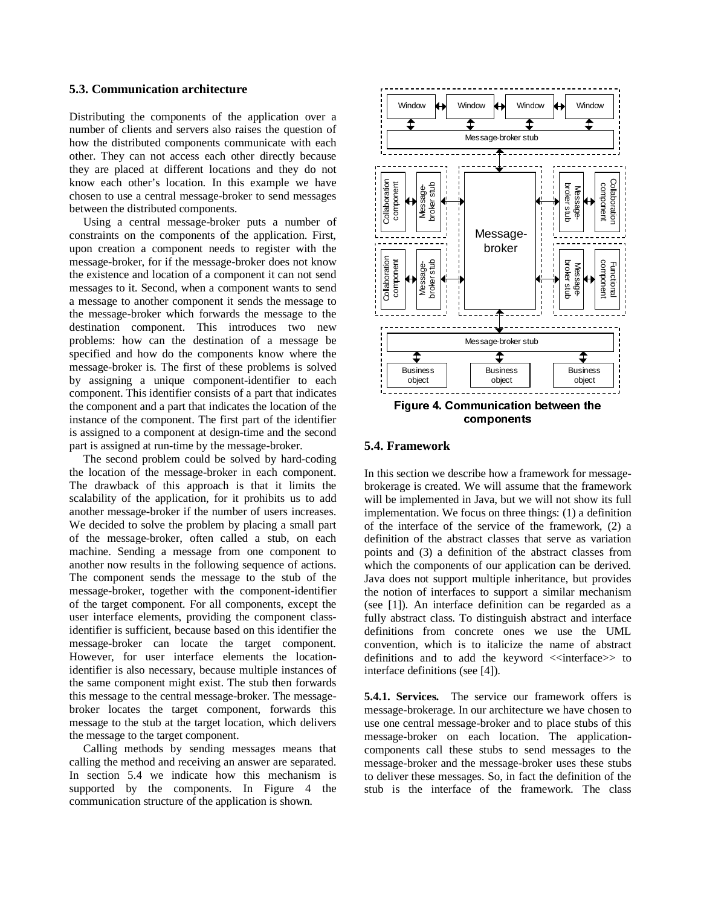### 5.3. Communication architecture

Distributing the components of the application over a number of clients and servers also raises the question of how the distributed components communicate with each other. They can not access each other directly because they are placed at different locations and they do not know each other's location. In this example we have chosen to use a central message-broker to send messages between the distributed components.

Using a central message-broker puts a number of constraints on the components of the application. First, upon creation a component needs to register with the message-broker, for if the message-broker does not know the existence and location of a component it can not send messages to it. Second, when a component wants to send a message to another component it sends the message to the message-broker which forwards the message to the destination component. This introduces two new problems: how can the destination of a message be specified and how do the components know where the message-broker is. The first of these problems is solved by assigning a unique component-identifier to each component. This identifier consists of a part that indicates the component and a part that indicates the location of the instance of the component. The first part of the identifier is assigned to a component at design-time and the second part is assigned at run-time by the message-broker.

The second problem could be solved by hard-coding the location of the message-broker in each component. The drawback of this approach is that it limits the scalability of the application, for it prohibits us to add another message-broker if the number of users increases. We decided to solve the problem by placing a small part of the message-broker, often called a stub, on each machine. Sending a message from one component to another now results in the following sequence of actions. The component sends the message to the stub of the message-broker, together with the component-identifier of the target component. For all components, except the user interface elements, providing the component class-identifier is sufficient, because based on this identifier the message-broker can locate the target component. However, for user interface elements the location-identifier is also necessary, because multiple instances of the same component might exist. The stub then forwards this message to the central message-broker. The message-broker locates the target component, forwards this message to the stub at the target location, which delivers the message to the target component.

Calling methods by sending messages means that calling the method and receiving an answer are separated. In section 5.4 we indicate how this mechanism is supported by the components. In Figure 4 the communication structure of the application is shown.

**Figure 4. Communication between the components**

### 5.4. Framework

In this section we describe how a framework for message-brokerage is created. We will assume that the framework will be implemented in Java, but we will not show its full implementation. We focus on three things: (1) a definition of the interface of the service of the framework, (2) a definition of the abstract classes that serve as variation points and (3) a definition of the abstract classes from which the components of our application can be derived. Java does not support multiple inheritance, but provides the notion of interfaces to support a similar mechanism (see [1]). An interface definition can be regarded as a fully abstract class. To distinguish abstract and interface definitions from concrete ones we use the UML convention, which is to italicize the name of abstract definitions and to add the keyword <<interface>> to interface definitions (see [4]).

**5.4.1. Services.** The service our framework offers is message-brokerage. In our architecture we have chosen to use one central message-broker and to place stubs of this message-broker on each location. The application-components call these stubs to send messages to the message-broker and the message-broker uses these stubs to deliver these messages. So, in fact the definition of the stub is the interface of the framework. The class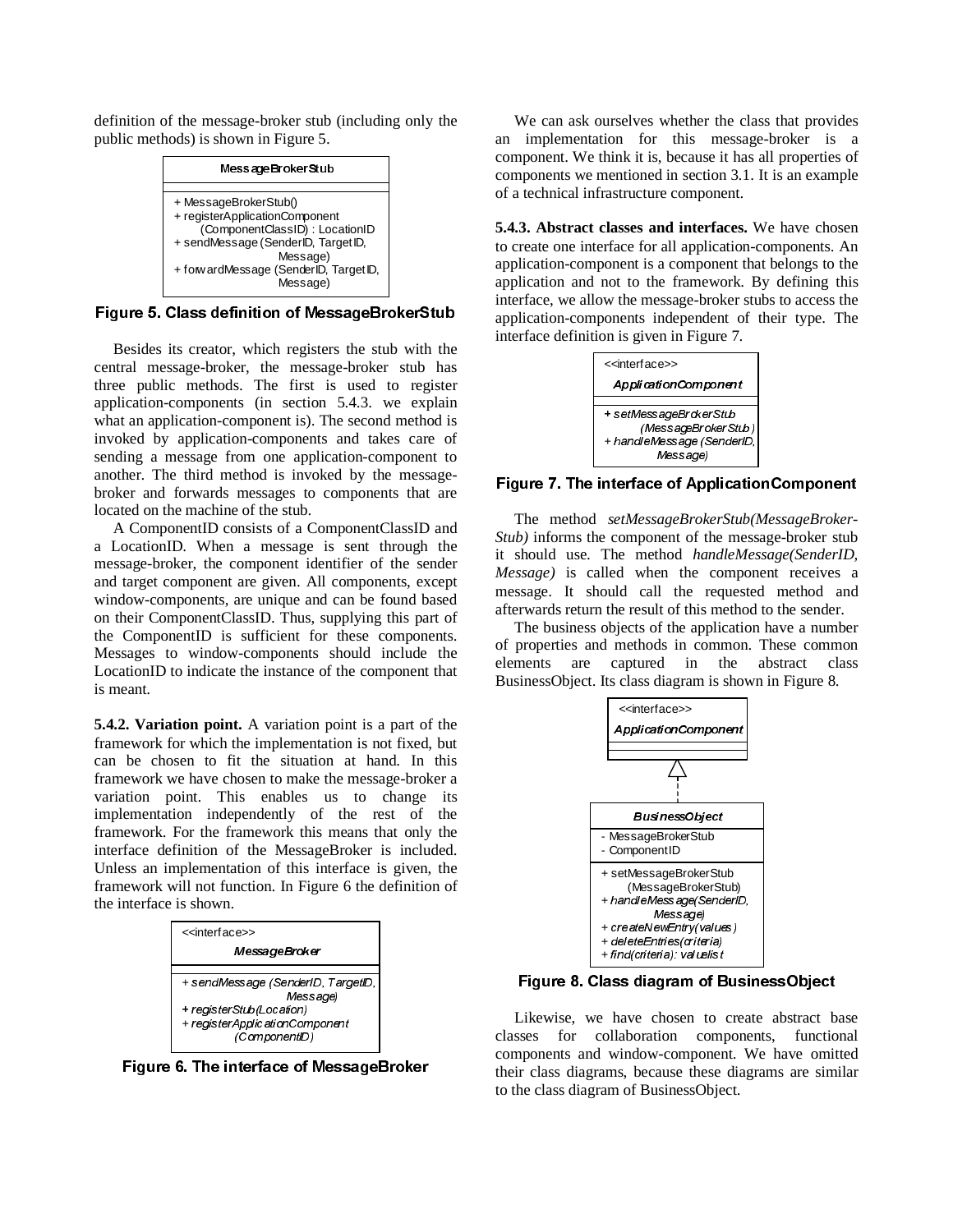definition of the message-broker stub (including only the public methods) is shown in Figure 5.

```
MessageBrokerStub
-----------------------------------------
+ MessageBrokerStub()
+ registerApplicationComponent
      (ComponentClassID) : LocationID
+ sendMessage (SenderID, TargetID,
                    Message)
+ forwardMessage (SenderID, TargetID,
                    Message)
```

**Figure 5. Class definition of MessageBrokerStub**

Besides its creator, which registers the stub with the central message-broker, the message-broker stub has three public methods. The first is used to register application-components (in section 5.4.3. we explain what an application-component is). The second method is invoked by application-components and takes care of sending a message from one application-component to another. The third method is invoked by the message-broker and forwards messages to components that are located on the machine of the stub.

A ComponentID consists of a ComponentClassID and a LocationID. When a message is sent through the message-broker, the component identifier of the sender and target component are given. All components, except window-components, are unique and can be found based on their ComponentClassID. Thus, supplying this part of the ComponentID is sufficient for these components. Messages to window-components should include the LocationID to indicate the instance of the component that is meant.

**5.4.2. Variation point.** A variation point is a part of the framework for which the implementation is not fixed, but can be chosen to fit the situation at hand. In this framework we have chosen to make the message-broker a variation point. This enables us to change its implementation independently of the rest of the framework. For the framework this means that only the interface definition of the MessageBroker is included. Unless an implementation of this interface is given, the framework will not function. In Figure 6 the definition of the interface is shown.

```
<<interface>>
MessageBroker
-----------------------------------------
+ sendMessage (SenderID, TargetID,
                    Message)
+ registerStub(Location)
+ registerApplicationComponent
      (ComponentID)
```

**Figure 6. The interface of MessageBroker**

We can ask ourselves whether the class that provides an implementation for this message-broker is a component. We think it is, because it has all properties of components we mentioned in section 3.1. It is an example of a technical infrastructure component.

**5.4.3. Abstract classes and interfaces.** We have chosen to create one interface for all application-components. An application-component is a component that belongs to the application and not to the framework. By defining this interface, we allow the message-broker stubs to access the application-components independent of their type. The interface definition is given in Figure 7.

```
<<interface>>
ApplicationComponent
-----------------------------------------
+ setMessageBrokerStub
      (MessageBrokerStub)
+ handleMessage (SenderID,
      Message)
```

**Figure 7. The interface of ApplicationComponent**

The method *setMessageBrokerStub(MessageBroker-Stub)* informs the component of the message-broker stub it should use. The method *handleMessage(SenderID, Message)* is called when the component receives a message. It should call the requested method and afterwards return the result of this method to the sender.

The business objects of the application have a number of properties and methods in common. These common elements are captured in the abstract class BusinessObject. Its class diagram is shown in Figure 8.

```
<<interface>>
ApplicationComponent
        △
        ¦
BusinessObject
-----------------------------------------
- MessageBrokerStub
- ComponentID
-----------------------------------------
+ setMessageBrokerStub
      (MessageBrokerStub)
+ handleMessage(SenderID,
      Message)
+ createNewEntry(values)
+ deleteEntries(criteria)
+ find(criteria): valuelist
```

**Figure 8. Class diagram of BusinessObject**

Likewise, we have chosen to create abstract base classes for collaboration components, functional components and window-component. We have omitted their class diagrams, because these diagrams are similar to the class diagram of BusinessObject.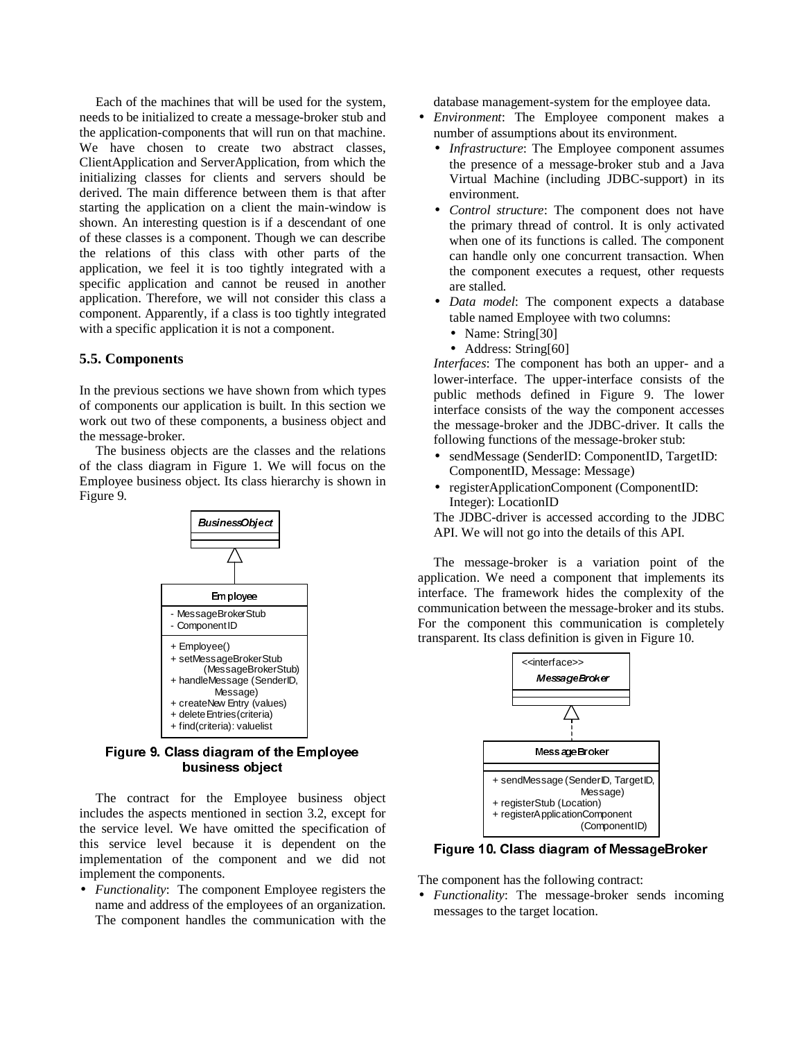Each of the machines that will be used for the system, needs to be initialized to create a message-broker stub and the application-components that will run on that machine. We have chosen to create two abstract classes, ClientApplication and ServerApplication, from which the initializing classes for clients and servers should be derived. The main difference between them is that after starting the application on a client the main-window is shown. An interesting question is if a descendant of one of these classes is a component. Though we can describe the relations of this class with other parts of the application, we feel it is too tightly integrated with a specific application and cannot be reused in another application. Therefore, we will not consider this class a component. Apparently, if a class is too tightly integrated with a specific application it is not a component.

### 5.5. Components

In the previous sections we have shown from which types of components our application is built. In this section we work out two of these components, a business object and the message-broker.

The business objects are the classes and the relations of the class diagram in Figure 1. We will focus on the Employee business object. Its class hierarchy is shown in Figure 9.

```
BusinessObject
      ^
      |
Employee
- MessageBrokerStub
- ComponentID
+ Employee()
+ setMessageBrokerStub (MessageBrokerStub)
+ handleMessage (SenderID, Message)
+ createNewEntry (values)
+ deleteEntries(criteria)
+ find(criteria): valuelist
```

**Figure 9. Class diagram of the Employee business object**

The contract for the Employee business object includes the aspects mentioned in section 3.2, except for the service level. We have omitted the specification of this service level because it is dependent on the implementation of the component and we did not implement the components.

- *Functionality*: The component Employee registers the name and address of the employees of an organization. The component handles the communication with the database management-system for the employee data.
- *Environment*: The Employee component makes a number of assumptions about its environment.
  - *Infrastructure*: The Employee component assumes the presence of a message-broker stub and a Java Virtual Machine (including JDBC-support) in its environment.
  - *Control structure*: The component does not have the primary thread of control. It is only activated when one of its functions is called. The component can handle only one concurrent transaction. When the component executes a request, other requests are stalled.
  - *Data model*: The component expects a database table named Employee with two columns:
    - Name: String[30]
    - Address: String[60]

  *Interfaces*: The component has both an upper- and a lower-interface. The upper-interface consists of the public methods defined in Figure 9. The lower interface consists of the way the component accesses the message-broker and the JDBC-driver. It calls the following functions of the message-broker stub:
  - sendMessage (SenderID: ComponentID, TargetID: ComponentID, Message: Message)
  - registerApplicationComponent (ComponentID: Integer): LocationID

  The JDBC-driver is accessed according to the JDBC API. We will not go into the details of this API.

The message-broker is a variation point of the application. We need a component that implements its interface. The framework hides the complexity of the communication between the message-broker and its stubs. For the component this communication is completely transparent. Its class definition is given in Figure 10.

```
<<interface>>
MessageBroker
      ^
      :
MessageBroker
+ sendMessage (SenderID, TargetID, Message)
+ registerStub (Location)
+ registerApplicationComponent (ComponentID)
```

**Figure 10. Class diagram of MessageBroker**

The component has the following contract:

- *Functionality*: The message-broker sends incoming messages to the target location.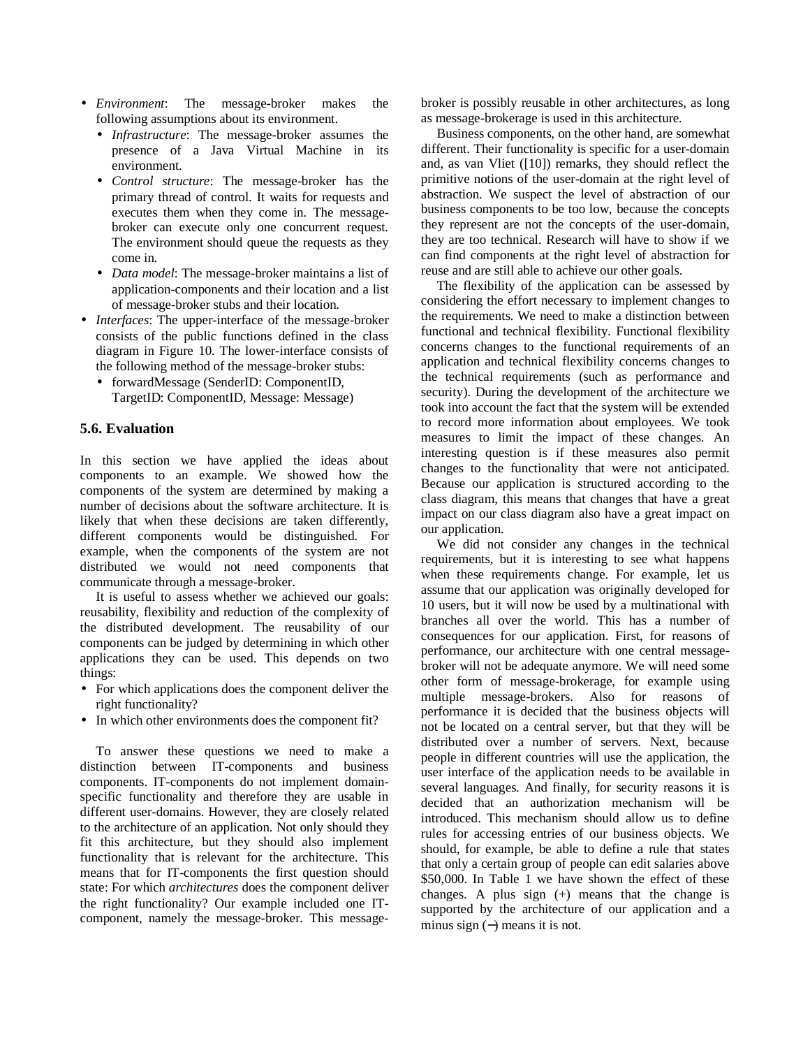- *Environment*: The message-broker makes the following assumptions about its environment.
  - *Infrastructure*: The message-broker assumes the presence of a Java Virtual Machine in its environment.
  - *Control structure*: The message-broker has the primary thread of control. It waits for requests and executes them when they come in. The message-broker can execute only one concurrent request. The environment should queue the requests as they come in.
  - *Data model*: The message-broker maintains a list of application-components and their location and a list of message-broker stubs and their location.
- *Interfaces*: The upper-interface of the message-broker consists of the public functions defined in the class diagram in Figure 10. The lower-interface consists of the following method of the message-broker stubs:
  - forwardMessage (SenderID: ComponentID, TargetID: ComponentID, Message: Message)

### 5.6. Evaluation

In this section we have applied the ideas about components to an example. We showed how the components of the system are determined by making a number of decisions about the software architecture. It is likely that when these decisions are taken differently, different components would be distinguished. For example, when the components of the system are not distributed we would not need components that communicate through a message-broker.

It is useful to assess whether we achieved our goals: reusability, flexibility and reduction of the complexity of the distributed development. The reusability of our components can be judged by determining in which other applications they can be used. This depends on two things:

- For which applications does the component deliver the right functionality?
- In which other environments does the component fit?

To answer these questions we need to make a distinction between IT-components and business components. IT-components do not implement domain-specific functionality and therefore they are usable in different user-domains. However, they are closely related to the architecture of an application. Not only should they fit this architecture, but they should also implement functionality that is relevant for the architecture. This means that for IT-components the first question should state: For which *architectures* does the component deliver the right functionality? Our example included one IT-component, namely the message-broker. This message-broker is possibly reusable in other architectures, as long as message-brokerage is used in this architecture.

Business components, on the other hand, are somewhat different. Their functionality is specific for a user-domain and, as van Vliet ([10]) remarks, they should reflect the primitive notions of the user-domain at the right level of abstraction. We suspect the level of abstraction of our business components to be too low, because the concepts they represent are not the concepts of the user-domain, they are too technical. Research will have to show if we can find components at the right level of abstraction for reuse and are still able to achieve our other goals.

The flexibility of the application can be assessed by considering the effort necessary to implement changes to the requirements. We need to make a distinction between functional and technical flexibility. Functional flexibility concerns changes to the functional requirements of an application and technical flexibility concerns changes to the technical requirements (such as performance and security). During the development of the architecture we took into account the fact that the system will be extended to record more information about employees. We took measures to limit the impact of these changes. An interesting question is if these measures also permit changes to the functionality that were not anticipated. Because our application is structured according to the class diagram, this means that changes that have a great impact on our class diagram also have a great impact on our application.

We did not consider any changes in the technical requirements, but it is interesting to see what happens when these requirements change. For example, let us assume that our application was originally developed for 10 users, but it will now be used by a multinational with branches all over the world. This has a number of consequences for our application. First, for reasons of performance, our architecture with one central message-broker will not be adequate anymore. We will need some other form of message-brokerage, for example using multiple message-brokers. Also for reasons of performance it is decided that the business objects will not be located on a central server, but that they will be distributed over a number of servers. Next, because people in different countries will use the application, the user interface of the application needs to be available in several languages. And finally, for security reasons it is decided that an authorization mechanism will be introduced. This mechanism should allow us to define rules for accessing entries of our business objects. We should, for example, be able to define a rule that states that only a certain group of people can edit salaries above $50,000. In Table 1 we have shown the effect of these changes. A plus sign (+) means that the change is supported by the architecture of our application and a minus sign (−) means it is not.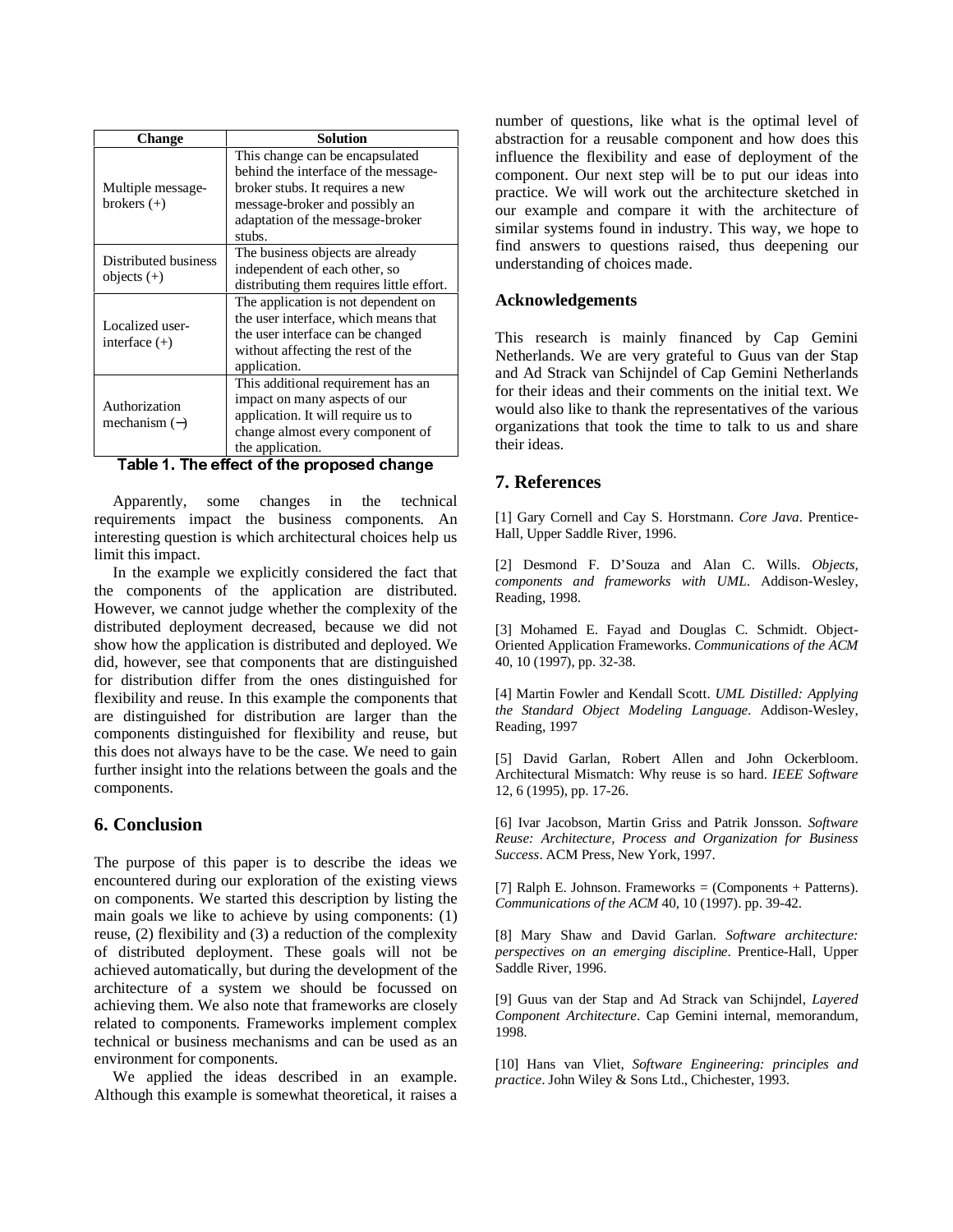| Change | Solution |
|---|---|
| Multiple message-brokers (+) | This change can be encapsulated behind the interface of the message-broker stubs. It requires a new message-broker and possibly an adaptation of the message-broker stubs. |
| Distributed business objects (+) | The business objects are already independent of each other, so distributing them requires little effort. |
| Localized user-interface (+) | The application is not dependent on the user interface, which means that the user interface can be changed without affecting the rest of the application. |
| Authorization mechanism (−) | This additional requirement has an impact on many aspects of our application. It will require us to change almost every component of the application. |

**Table 1. The effect of the proposed change**

Apparently, some changes in the technical requirements impact the business components. An interesting question is which architectural choices help us limit this impact.

In the example we explicitly considered the fact that the components of the application are distributed. However, we cannot judge whether the complexity of the distributed deployment decreased, because we did not show how the application is distributed and deployed. We did, however, see that components that are distinguished for distribution differ from the ones distinguished for flexibility and reuse. In this example the components that are distinguished for distribution are larger than the components distinguished for flexibility and reuse, but this does not always have to be the case. We need to gain further insight into the relations between the goals and the components.

## 6. Conclusion

The purpose of this paper is to describe the ideas we encountered during our exploration of the existing views on components. We started this description by listing the main goals we like to achieve by using components: (1) reuse, (2) flexibility and (3) a reduction of the complexity of distributed deployment. These goals will not be achieved automatically, but during the development of the architecture of a system we should be focussed on achieving them. We also note that frameworks are closely related to components. Frameworks implement complex technical or business mechanisms and can be used as an environment for components.

We applied the ideas described in an example. Although this example is somewhat theoretical, it raises a number of questions, like what is the optimal level of abstraction for a reusable component and how does this influence the flexibility and ease of deployment of the component. Our next step will be to put our ideas into practice. We will work out the architecture sketched in our example and compare it with the architecture of similar systems found in industry. This way, we hope to find answers to questions raised, thus deepening our understanding of choices made.

### Acknowledgements

This research is mainly financed by Cap Gemini Netherlands. We are very grateful to Guus van der Stap and Ad Strack van Schijndel of Cap Gemini Netherlands for their ideas and their comments on the initial text. We would also like to thank the representatives of the various organizations that took the time to talk to us and share their ideas.

## 7. References

[1] Gary Cornell and Cay S. Horstmann. *Core Java*. Prentice-Hall, Upper Saddle River, 1996.

[2] Desmond F. D'Souza and Alan C. Wills. *Objects, components and frameworks with UML*. Addison-Wesley, Reading, 1998.

[3] Mohamed E. Fayad and Douglas C. Schmidt. Object-Oriented Application Frameworks. *Communications of the ACM* 40, 10 (1997), pp. 32-38.

[4] Martin Fowler and Kendall Scott. *UML Distilled: Applying the Standard Object Modeling Language*. Addison-Wesley, Reading, 1997

[5] David Garlan, Robert Allen and John Ockerbloom. Architectural Mismatch: Why reuse is so hard. *IEEE Software* 12, 6 (1995), pp. 17-26.

[6] Ivar Jacobson, Martin Griss and Patrik Jonsson. *Software Reuse: Architecture, Process and Organization for Business Success*. ACM Press, New York, 1997.

[7] Ralph E. Johnson. Frameworks = (Components + Patterns). *Communications of the ACM* 40, 10 (1997). pp. 39-42.

[8] Mary Shaw and David Garlan. *Software architecture: perspectives on an emerging discipline*. Prentice-Hall, Upper Saddle River, 1996.

[9] Guus van der Stap and Ad Strack van Schijndel, *Layered Component Architecture*. Cap Gemini internal, memorandum, 1998.

[10] Hans van Vliet, *Software Engineering: principles and practice*. John Wiley & Sons Ltd., Chichester, 1993.